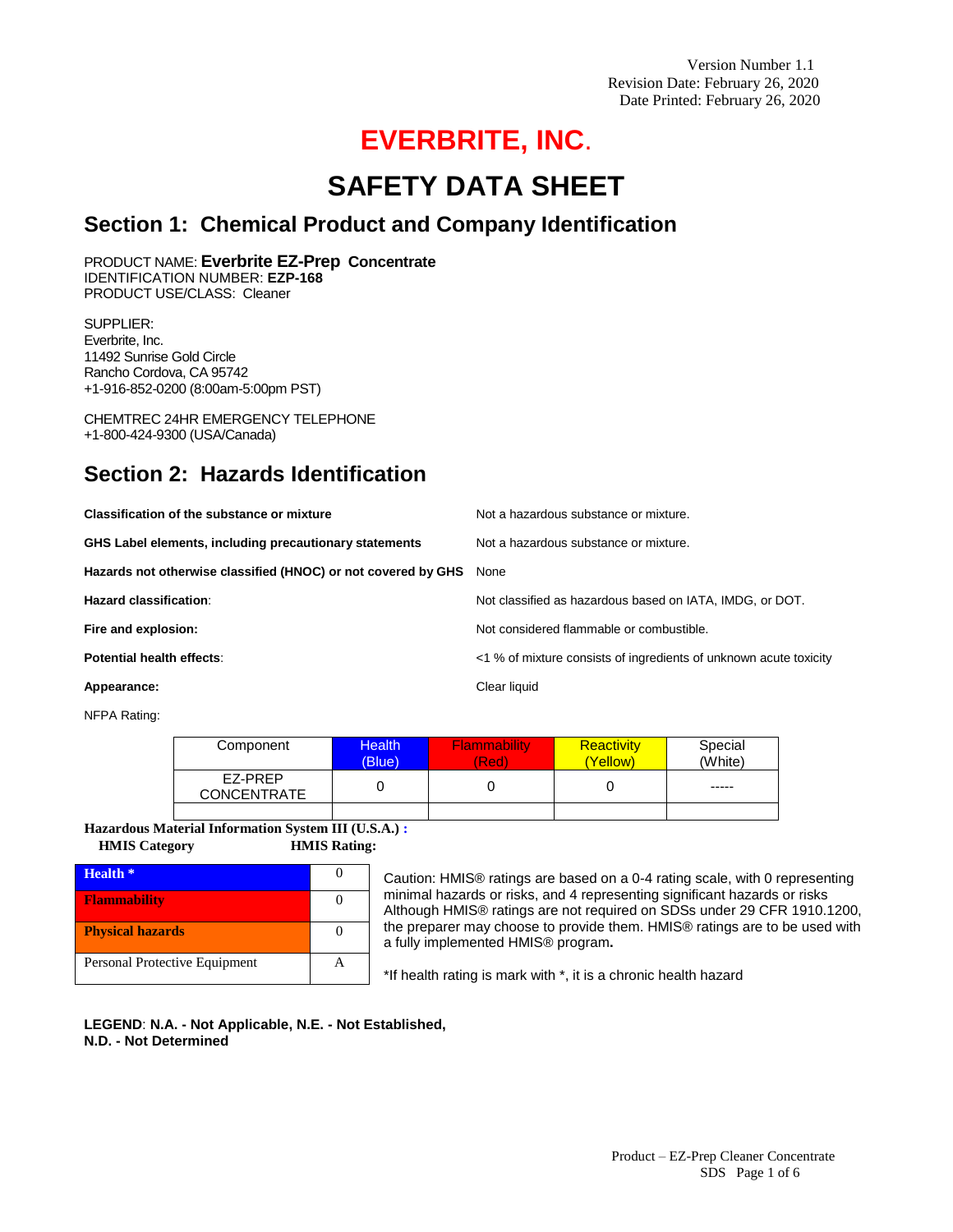Version Number 1.1
Revision Date: February 26, 2020
Date Printed: February 26, 2020

# EVERBRITE, INC.

# SAFETY DATA SHEET

## Section 1: Chemical Product and Company Identification

PRODUCT NAME: **Everbrite EZ-Prep Concentrate**
IDENTIFICATION NUMBER: **EZP-168**
PRODUCT USE/CLASS: Cleaner

SUPPLIER:
Everbrite, Inc.
11492 Sunrise Gold Circle
Rancho Cordova, CA 95742
+1-916-852-0200 (8:00am-5:00pm PST)

CHEMTREC 24HR EMERGENCY TELEPHONE
+1-800-424-9300 (USA/Canada)

## Section 2: Hazards Identification

**Classification of the substance or mixture** — Not a hazardous substance or mixture.

**GHS Label elements, including precautionary statements** — Not a hazardous substance or mixture.

**Hazards not otherwise classified (HNOC) or not covered by GHS** — None

**Hazard classification**: Not classified as hazardous based on IATA, IMDG, or DOT.

**Fire and explosion:** Not considered flammable or combustible.

**Potential health effects**: <1 % of mixture consists of ingredients of unknown acute toxicity

**Appearance:** Clear liquid

NFPA Rating:

| Component | Health (Blue) | Flammability (Red) | Reactivity (Yellow) | Special (White) |
|---|---|---|---|---|
| EZ-PREP CONCENTRATE | 0 | 0 | 0 | ----- |
| | | | | |

**Hazardous Material Information System III (U.S.A.) :**

| HMIS Category | HMIS Rating: |
|---|---|
| **Health *** | 0 |
| **Flammability** | 0 |
| **Physical hazards** | 0 |
| Personal Protective Equipment | A |

Caution: HMIS® ratings are based on a 0-4 rating scale, with 0 representing minimal hazards or risks, and 4 representing significant hazards or risks Although HMIS® ratings are not required on SDSs under 29 CFR 1910.1200, the preparer may choose to provide them. HMIS® ratings are to be used with a fully implemented HMIS® program.

*If health rating is mark with *, it is a chronic health hazard

**LEGEND**: **N.A. - Not Applicable, N.E. - Not Established, N.D. - Not Determined**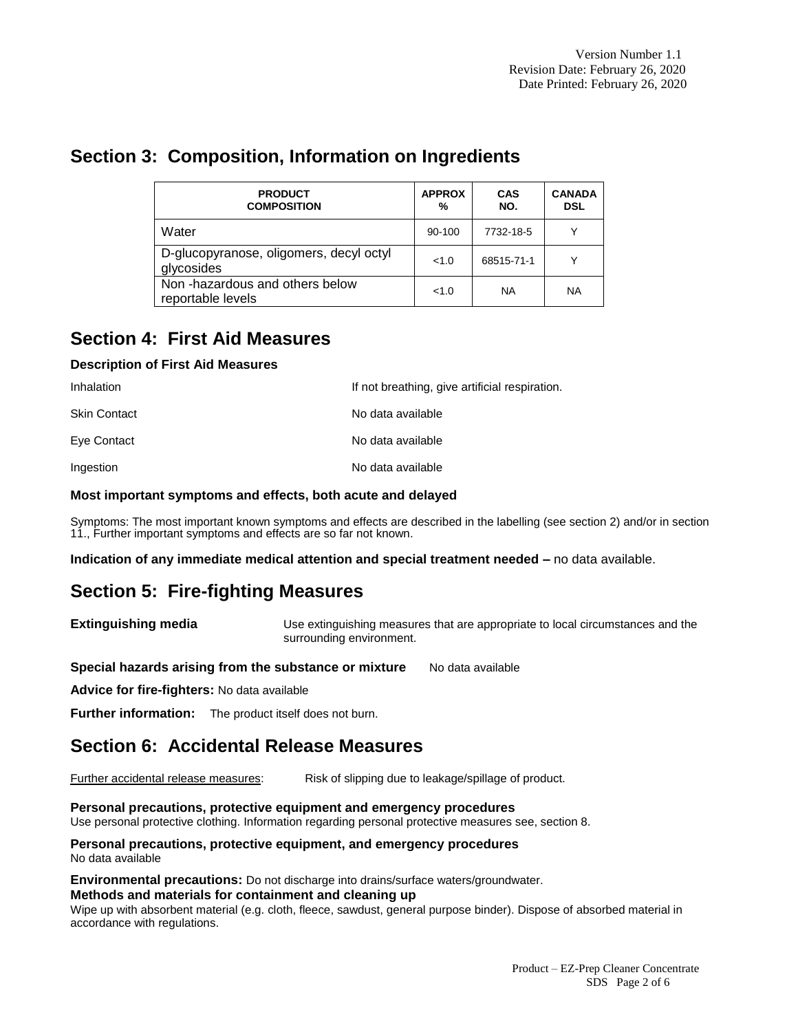## Section 3: Composition, Information on Ingredients

| PRODUCT COMPOSITION | APPROX % | CAS NO. | CANADA DSL |
|---|---|---|---|
| Water | 90-100 | 7732-18-5 | Y |
| D-glucopyranose, oligomers, decyl octyl glycosides | <1.0 | 68515-71-1 | Y |
| Non -hazardous and others below reportable levels | <1.0 | NA | NA |

## Section 4: First Aid Measures

### Description of First Aid Measures

| | |
|---|---|
| Inhalation | If not breathing, give artificial respiration. |
| Skin Contact | No data available |
| Eye Contact | No data available |
| Ingestion | No data available |

### Most important symptoms and effects, both acute and delayed

Symptoms: The most important known symptoms and effects are described in the labelling (see section 2) and/or in section 11., Further important symptoms and effects are so far not known.

**Indication of any immediate medical attention and special treatment needed –** no data available.

## Section 5: Fire-fighting Measures

**Extinguishing media** Use extinguishing measures that are appropriate to local circumstances and the surrounding environment.

**Special hazards arising from the substance or mixture** No data available

**Advice for fire-fighters:** No data available

**Further information:** The product itself does not burn.

## Section 6: Accidental Release Measures

Further accidental release measures: Risk of slipping due to leakage/spillage of product.

**Personal precautions, protective equipment and emergency procedures**
Use personal protective clothing. Information regarding personal protective measures see, section 8.

**Personal precautions, protective equipment, and emergency procedures**
No data available

**Environmental precautions:** Do not discharge into drains/surface waters/groundwater.
**Methods and materials for containment and cleaning up**
Wipe up with absorbent material (e.g. cloth, fleece, sawdust, general purpose binder). Dispose of absorbed material in accordance with regulations.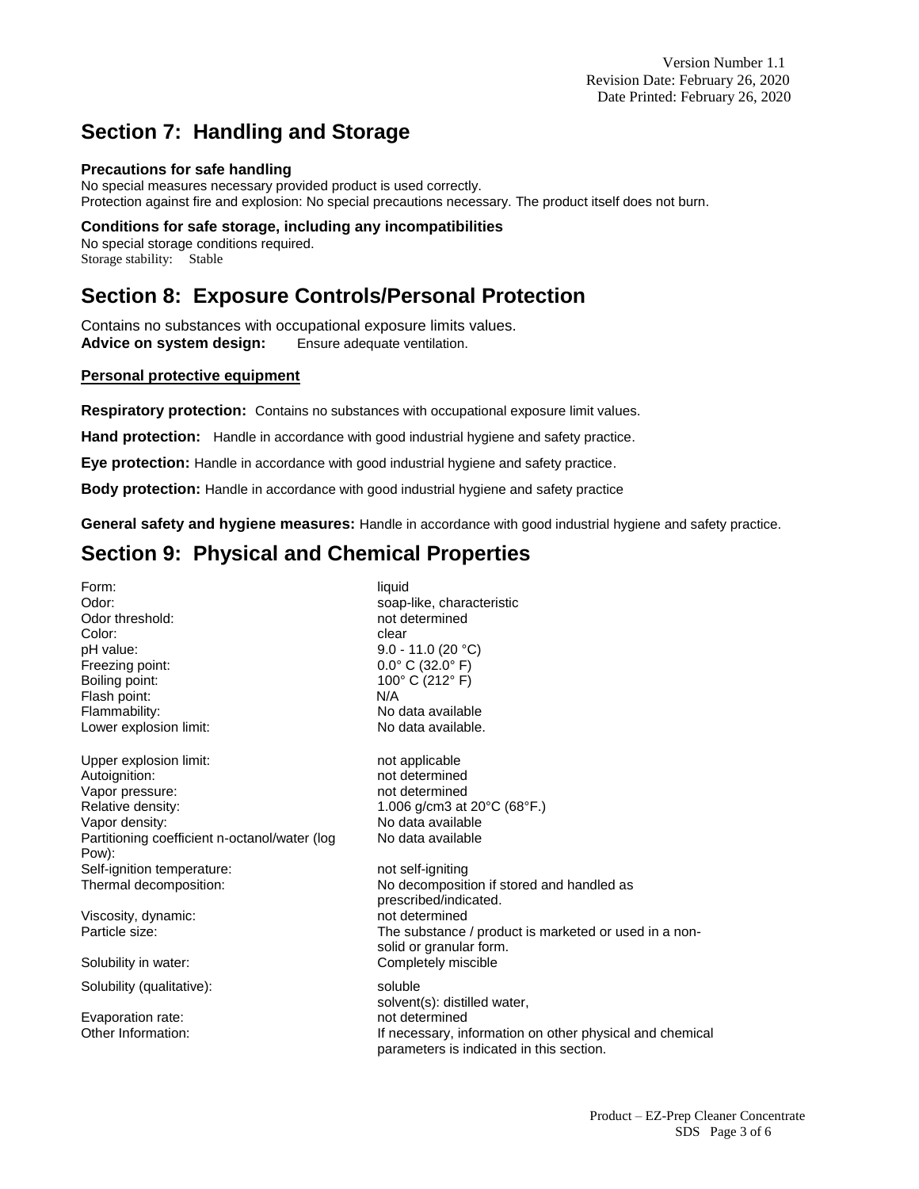## Section 7: Handling and Storage

### Precautions for safe handling

No special measures necessary provided product is used correctly.
Protection against fire and explosion: No special precautions necessary. The product itself does not burn.

### Conditions for safe storage, including any incompatibilities

No special storage conditions required.
Storage stability: Stable

## Section 8: Exposure Controls/Personal Protection

Contains no substances with occupational exposure limits values.
**Advice on system design:** Ensure adequate ventilation.

**Personal protective equipment**

**Respiratory protection:** Contains no substances with occupational exposure limit values.

**Hand protection:** Handle in accordance with good industrial hygiene and safety practice.

**Eye protection:** Handle in accordance with good industrial hygiene and safety practice.

**Body protection:** Handle in accordance with good industrial hygiene and safety practice

**General safety and hygiene measures:** Handle in accordance with good industrial hygiene and safety practice.

## Section 9: Physical and Chemical Properties

| | |
|---|---|
| Form: | liquid |
| Odor: | soap-like, characteristic |
| Odor threshold: | not determined |
| Color: | clear |
| pH value: | 9.0 - 11.0 (20 °C) |
| Freezing point: | 0.0° C (32.0° F) |
| Boiling point: | 100° C (212° F) |
| Flash point: | N/A |
| Flammability: | No data available |
| Lower explosion limit: | No data available. |
| Upper explosion limit: | not applicable |
| Autoignition: | not determined |
| Vapor pressure: | not determined |
| Relative density: | 1.006 g/cm3 at 20°C (68°F.) |
| Vapor density: | No data available |
| Partitioning coefficient n-octanol/water (log Pow): | No data available |
| Self-ignition temperature: | not self-igniting |
| Thermal decomposition: | No decomposition if stored and handled as prescribed/indicated. |
| Viscosity, dynamic: | not determined |
| Particle size: | The substance / product is marketed or used in a non-solid or granular form. |
| Solubility in water: | Completely miscible |
| Solubility (qualitative): | soluble<br>solvent(s): distilled water, |
| Evaporation rate: | not determined |
| Other Information: | If necessary, information on other physical and chemical parameters is indicated in this section. |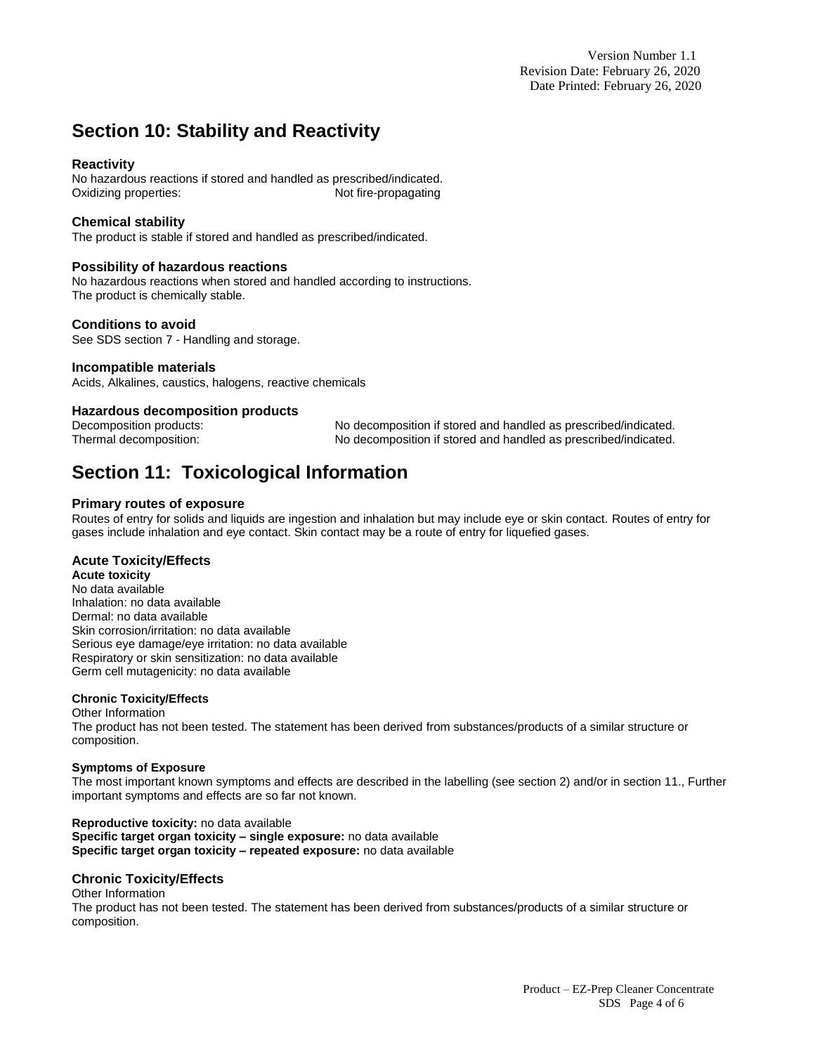## Section 10: Stability and Reactivity

### Reactivity

No hazardous reactions if stored and handled as prescribed/indicated.
Oxidizing properties: Not fire-propagating

### Chemical stability

The product is stable if stored and handled as prescribed/indicated.

### Possibility of hazardous reactions

No hazardous reactions when stored and handled according to instructions.
The product is chemically stable.

### Conditions to avoid

See SDS section 7 - Handling and storage.

### Incompatible materials

Acids, Alkalines, caustics, halogens, reactive chemicals

### Hazardous decomposition products

Decomposition products: No decomposition if stored and handled as prescribed/indicated.
Thermal decomposition: No decomposition if stored and handled as prescribed/indicated.

## Section 11: Toxicological Information

### Primary routes of exposure

Routes of entry for solids and liquids are ingestion and inhalation but may include eye or skin contact. Routes of entry for gases include inhalation and eye contact. Skin contact may be a route of entry for liquefied gases.

### Acute Toxicity/Effects

**Acute toxicity**

No data available
Inhalation: no data available
Dermal: no data available
Skin corrosion/irritation: no data available
Serious eye damage/eye irritation: no data available
Respiratory or skin sensitization: no data available
Germ cell mutagenicity: no data available

**Chronic Toxicity/Effects**

Other Information
The product has not been tested. The statement has been derived from substances/products of a similar structure or composition.

**Symptoms of Exposure**

The most important known symptoms and effects are described in the labelling (see section 2) and/or in section 11., Further important symptoms and effects are so far not known.

**Reproductive toxicity:** no data available
**Specific target organ toxicity – single exposure:** no data available
**Specific target organ toxicity – repeated exposure:** no data available

### Chronic Toxicity/Effects

Other Information
The product has not been tested. The statement has been derived from substances/products of a similar structure or composition.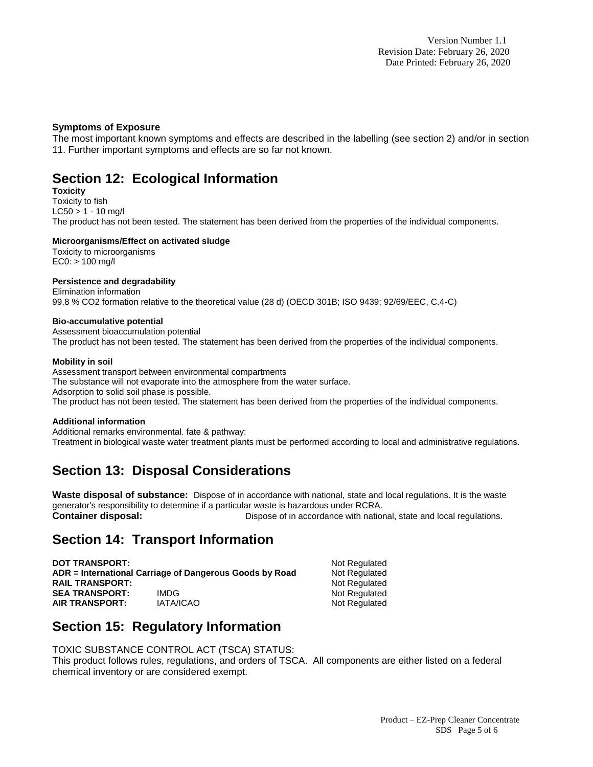**Symptoms of Exposure**

The most important known symptoms and effects are described in the labelling (see section 2) and/or in section 11. Further important symptoms and effects are so far not known.

## Section 12: Ecological Information

**Toxicity**

Toxicity to fish
LC50 > 1 - 10 mg/l
The product has not been tested. The statement has been derived from the properties of the individual components.

**Microorganisms/Effect on activated sludge**

Toxicity to microorganisms
EC0: > 100 mg/l

**Persistence and degradability**

Elimination information
99.8 % $CO_2$ formation relative to the theoretical value (28 d) (OECD 301B; ISO 9439; 92/69/EEC, C.4-C)

**Bio-accumulative potential**

Assessment bioaccumulation potential
The product has not been tested. The statement has been derived from the properties of the individual components.

**Mobility in soil**

Assessment transport between environmental compartments
The substance will not evaporate into the atmosphere from the water surface.
Adsorption to solid soil phase is possible.
The product has not been tested. The statement has been derived from the properties of the individual components.

**Additional information**

Additional remarks environmental. fate & pathway:
Treatment in biological waste water treatment plants must be performed according to local and administrative regulations.

## Section 13: Disposal Considerations

**Waste disposal of substance:** Dispose of in accordance with national, state and local regulations. It is the waste generator's responsibility to determine if a particular waste is hazardous under RCRA.
**Container disposal:** Dispose of in accordance with national, state and local regulations.

## Section 14: Transport Information

| | | |
|---|---|---|
| **DOT TRANSPORT:** | | Not Regulated |
| **ADR = International Carriage of Dangerous Goods by Road** | | Not Regulated |
| **RAIL TRANSPORT:** | | Not Regulated |
| **SEA TRANSPORT:** | IMDG | Not Regulated |
| **AIR TRANSPORT:** | IATA/ICAO | Not Regulated |

## Section 15: Regulatory Information

TOXIC SUBSTANCE CONTROL ACT (TSCA) STATUS:
This product follows rules, regulations, and orders of TSCA. All components are either listed on a federal chemical inventory or are considered exempt.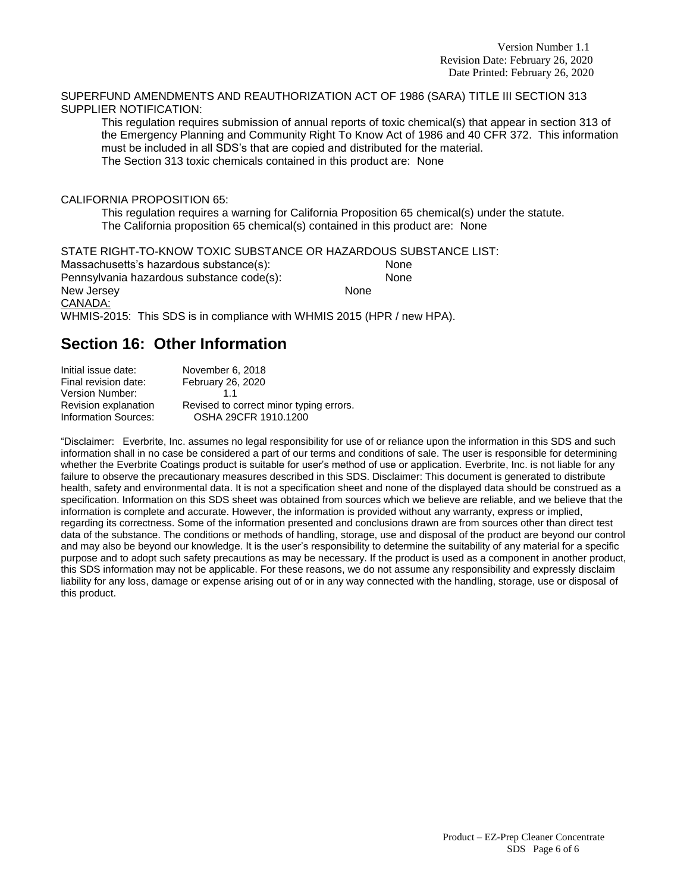SUPERFUND AMENDMENTS AND REAUTHORIZATION ACT OF 1986 (SARA) TITLE III SECTION 313 SUPPLIER NOTIFICATION:

This regulation requires submission of annual reports of toxic chemical(s) that appear in section 313 of the Emergency Planning and Community Right To Know Act of 1986 and 40 CFR 372. This information must be included in all SDS's that are copied and distributed for the material.
The Section 313 toxic chemicals contained in this product are: None

CALIFORNIA PROPOSITION 65:

This regulation requires a warning for California Proposition 65 chemical(s) under the statute.
The California proposition 65 chemical(s) contained in this product are: None

STATE RIGHT-TO-KNOW TOXIC SUBSTANCE OR HAZARDOUS SUBSTANCE LIST:

| | |
|---|---|
| Massachusetts's hazardous substance(s): | None |
| Pennsylvania hazardous substance code(s): | None |
| New Jersey | None |

CANADA:

WHMIS-2015: This SDS is in compliance with WHMIS 2015 (HPR / new HPA).

## Section 16: Other Information

| | |
|---|---|
| Initial issue date: | November 6, 2018 |
| Final revision date: | February 26, 2020 |
| Version Number: | 1.1 |
| Revision explanation | Revised to correct minor typing errors. |
| Information Sources: | OSHA 29CFR 1910.1200 |

"Disclaimer: Everbrite, Inc. assumes no legal responsibility for use of or reliance upon the information in this SDS and such information shall in no case be considered a part of our terms and conditions of sale. The user is responsible for determining whether the Everbrite Coatings product is suitable for user's method of use or application. Everbrite, Inc. is not liable for any failure to observe the precautionary measures described in this SDS. Disclaimer: This document is generated to distribute health, safety and environmental data. It is not a specification sheet and none of the displayed data should be construed as a specification. Information on this SDS sheet was obtained from sources which we believe are reliable, and we believe that the information is complete and accurate. However, the information is provided without any warranty, express or implied, regarding its correctness. Some of the information presented and conclusions drawn are from sources other than direct test data of the substance. The conditions or methods of handling, storage, use and disposal of the product are beyond our control and may also be beyond our knowledge. It is the user's responsibility to determine the suitability of any material for a specific purpose and to adopt such safety precautions as may be necessary. If the product is used as a component in another product, this SDS information may not be applicable. For these reasons, we do not assume any responsibility and expressly disclaim liability for any loss, damage or expense arising out of or in any way connected with the handling, storage, use or disposal of this product.